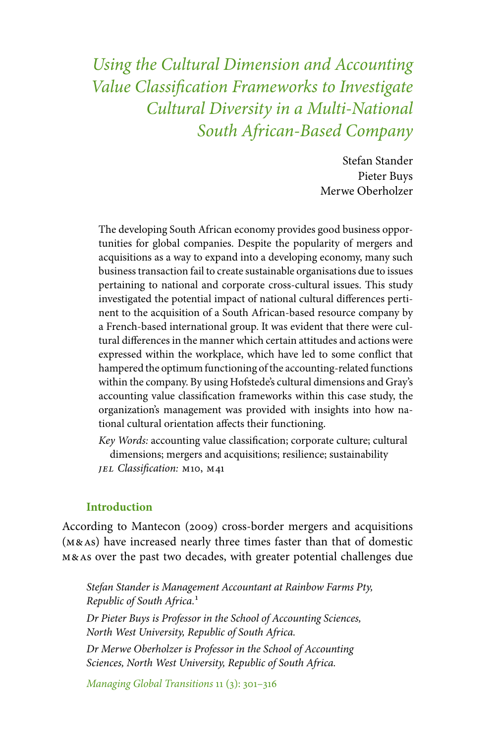# Using the Cultural Dimension and Accounting Value Classification Frameworks to Investigate Cultural Diversity in a Multi-National South African-Based Company

Stefan Stander
Pieter Buys
Merwe Oberholzer

The developing South African economy provides good business opportunities for global companies. Despite the popularity of mergers and acquisitions as a way to expand into a developing economy, many such business transaction fail to create sustainable organisations due to issues pertaining to national and corporate cross-cultural issues. This study investigated the potential impact of national cultural differences pertinent to the acquisition of a South African-based resource company by a French-based international group. It was evident that there were cultural differences in the manner which certain attitudes and actions were expressed within the workplace, which have led to some conflict that hampered the optimum functioning of the accounting-related functions within the company. By using Hofstede's cultural dimensions and Gray's accounting value classification frameworks within this case study, the organization's management was provided with insights into how national cultural orientation affects their functioning.

*Key Words:* accounting value classification; corporate culture; cultural dimensions; mergers and acquisitions; resilience; sustainability

*JEL Classification:* M10, M41

## Introduction

According to Mantecon (2009) cross-border mergers and acquisitions (M&As) have increased nearly three times faster than that of domestic M&As over the past two decades, with greater potential challenges due

*Stefan Stander is Management Accountant at Rainbow Farms Pty, Republic of South Africa.*[1]

*Dr Pieter Buys is Professor in the School of Accounting Sciences, North West University, Republic of South Africa.*

*Dr Merwe Oberholzer is Professor in the School of Accounting Sciences, North West University, Republic of South Africa.*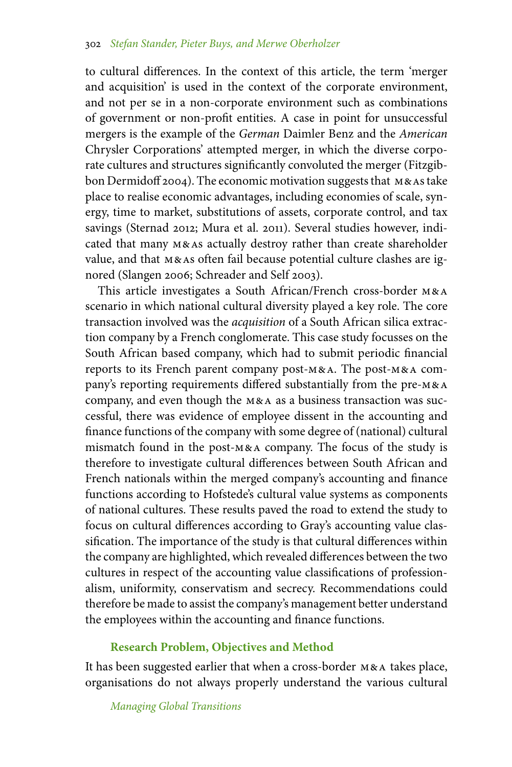to cultural differences. In the context of this article, the term 'merger and acquisition' is used in the context of the corporate environment, and not per se in a non-corporate environment such as combinations of government or non-profit entities. A case in point for unsuccessful mergers is the example of the *German* Daimler Benz and the *American* Chrysler Corporations' attempted merger, in which the diverse corporate cultures and structures significantly convoluted the merger (Fitzgibbon Dermidoff 2004). The economic motivation suggests that M&As take place to realise economic advantages, including economies of scale, synergy, time to market, substitutions of assets, corporate control, and tax savings (Sternad 2012; Mura et al. 2011). Several studies however, indicated that many M&As actually destroy rather than create shareholder value, and that M&As often fail because potential culture clashes are ignored (Slangen 2006; Schreader and Self 2003).

This article investigates a South African/French cross-border M&A scenario in which national cultural diversity played a key role. The core transaction involved was the *acquisition* of a South African silica extraction company by a French conglomerate. This case study focusses on the South African based company, which had to submit periodic financial reports to its French parent company post-M&A. The post-M&A company's reporting requirements differed substantially from the pre-M&A company, and even though the M&A as a business transaction was successful, there was evidence of employee dissent in the accounting and finance functions of the company with some degree of (national) cultural mismatch found in the post-M&A company. The focus of the study is therefore to investigate cultural differences between South African and French nationals within the merged company's accounting and finance functions according to Hofstede's cultural value systems as components of national cultures. These results paved the road to extend the study to focus on cultural differences according to Gray's accounting value classification. The importance of the study is that cultural differences within the company are highlighted, which revealed differences between the two cultures in respect of the accounting value classifications of professionalism, uniformity, conservatism and secrecy. Recommendations could therefore be made to assist the company's management better understand the employees within the accounting and finance functions.

## Research Problem, Objectives and Method

It has been suggested earlier that when a cross-border M&A takes place, organisations do not always properly understand the various cultural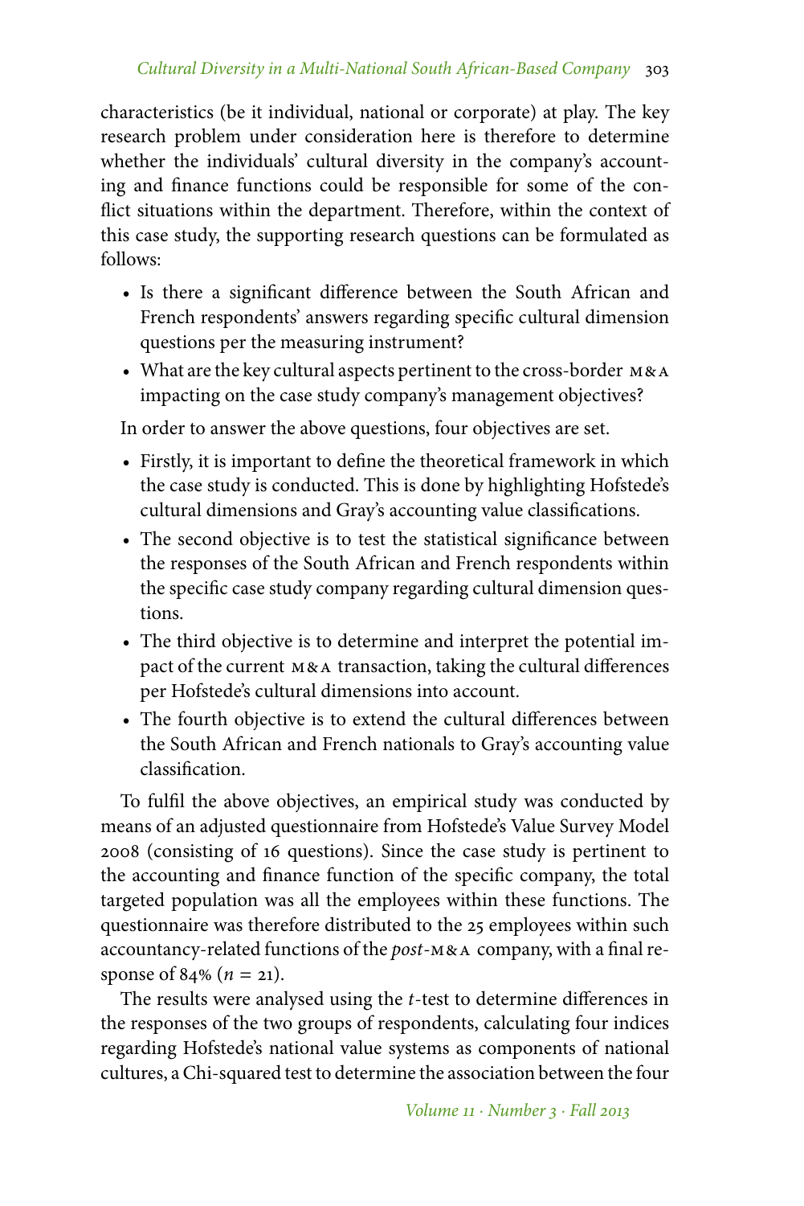characteristics (be it individual, national or corporate) at play. The key research problem under consideration here is therefore to determine whether the individuals' cultural diversity in the company's accounting and finance functions could be responsible for some of the conflict situations within the department. Therefore, within the context of this case study, the supporting research questions can be formulated as follows:

- Is there a significant difference between the South African and French respondents' answers regarding specific cultural dimension questions per the measuring instrument?
- What are the key cultural aspects pertinent to the cross-border M&A impacting on the case study company's management objectives?

In order to answer the above questions, four objectives are set.

- Firstly, it is important to define the theoretical framework in which the case study is conducted. This is done by highlighting Hofstede's cultural dimensions and Gray's accounting value classifications.
- The second objective is to test the statistical significance between the responses of the South African and French respondents within the specific case study company regarding cultural dimension questions.
- The third objective is to determine and interpret the potential impact of the current M&A transaction, taking the cultural differences per Hofstede's cultural dimensions into account.
- The fourth objective is to extend the cultural differences between the South African and French nationals to Gray's accounting value classification.

To fulfil the above objectives, an empirical study was conducted by means of an adjusted questionnaire from Hofstede's Value Survey Model 2008 (consisting of 16 questions). Since the case study is pertinent to the accounting and finance function of the specific company, the total targeted population was all the employees within these functions. The questionnaire was therefore distributed to the 25 employees within such accountancy-related functions of the *post*-M&A company, with a final response of 84% ($n = 21$).

The results were analysed using the $t$-test to determine differences in the responses of the two groups of respondents, calculating four indices regarding Hofstede's national value systems as components of national cultures, a Chi-squared test to determine the association between the four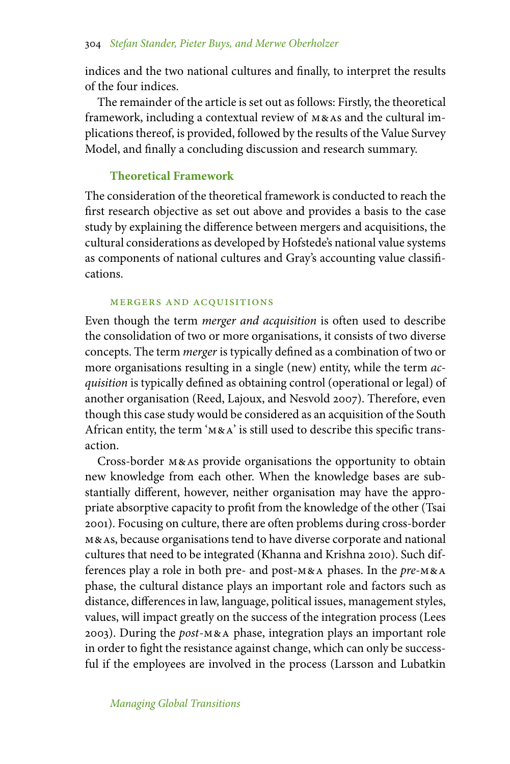indices and the two national cultures and finally, to interpret the results of the four indices.

The remainder of the article is set out as follows: Firstly, the theoretical framework, including a contextual review of M&As and the cultural implications thereof, is provided, followed by the results of the Value Survey Model, and finally a concluding discussion and research summary.

## Theoretical Framework

The consideration of the theoretical framework is conducted to reach the first research objective as set out above and provides a basis to the case study by explaining the difference between mergers and acquisitions, the cultural considerations as developed by Hofstede's national value systems as components of national cultures and Gray's accounting value classifications.

### Mergers and Acquisitions

Even though the term *merger and acquisition* is often used to describe the consolidation of two or more organisations, it consists of two diverse concepts. The term *merger* is typically defined as a combination of two or more organisations resulting in a single (new) entity, while the term *acquisition* is typically defined as obtaining control (operational or legal) of another organisation (Reed, Lajoux, and Nesvold 2007). Therefore, even though this case study would be considered as an acquisition of the South African entity, the term 'M&A' is still used to describe this specific transaction.

Cross-border M&As provide organisations the opportunity to obtain new knowledge from each other. When the knowledge bases are substantially different, however, neither organisation may have the appropriate absorptive capacity to profit from the knowledge of the other (Tsai 2001). Focusing on culture, there are often problems during cross-border M&As, because organisations tend to have diverse corporate and national cultures that need to be integrated (Khanna and Krishna 2010). Such differences play a role in both pre- and post-M&A phases. In the *pre*-M&A phase, the cultural distance plays an important role and factors such as distance, differences in law, language, political issues, management styles, values, will impact greatly on the success of the integration process (Lees 2003). During the *post*-M&A phase, integration plays an important role in order to fight the resistance against change, which can only be successful if the employees are involved in the process (Larsson and Lubatkin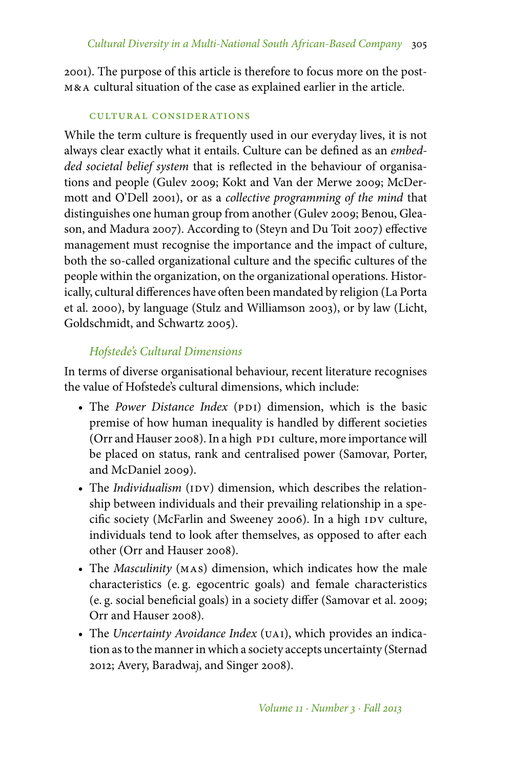2001). The purpose of this article is therefore to focus more on the post-M&A cultural situation of the case as explained earlier in the article.

## CULTURAL CONSIDERATIONS

While the term culture is frequently used in our everyday lives, it is not always clear exactly what it entails. Culture can be defined as an *embedded societal belief system* that is reflected in the behaviour of organisations and people (Gulev 2009; Kokt and Van der Merwe 2009; McDermott and O'Dell 2001), or as a *collective programming of the mind* that distinguishes one human group from another (Gulev 2009; Benou, Gleason, and Madura 2007). According to (Steyn and Du Toit 2007) effective management must recognise the importance and the impact of culture, both the so-called organizational culture and the specific cultures of the people within the organization, on the organizational operations. Historically, cultural differences have often been mandated by religion (La Porta et al. 2000), by language (Stulz and Williamson 2003), or by law (Licht, Goldschmidt, and Schwartz 2005).

### *Hofstede's Cultural Dimensions*

In terms of diverse organisational behaviour, recent literature recognises the value of Hofstede's cultural dimensions, which include:

- The *Power Distance Index* (PDI) dimension, which is the basic premise of how human inequality is handled by different societies (Orr and Hauser 2008). In a high PDI culture, more importance will be placed on status, rank and centralised power (Samovar, Porter, and McDaniel 2009).
- The *Individualism* (IDV) dimension, which describes the relationship between individuals and their prevailing relationship in a specific society (McFarlin and Sweeney 2006). In a high IDV culture, individuals tend to look after themselves, as opposed to after each other (Orr and Hauser 2008).
- The *Masculinity* (MAS) dimension, which indicates how the male characteristics (e.g. egocentric goals) and female characteristics (e.g. social beneficial goals) in a society differ (Samovar et al. 2009; Orr and Hauser 2008).
- The *Uncertainty Avoidance Index* (UAI), which provides an indication as to the manner in which a society accepts uncertainty (Sternad 2012; Avery, Baradwaj, and Singer 2008).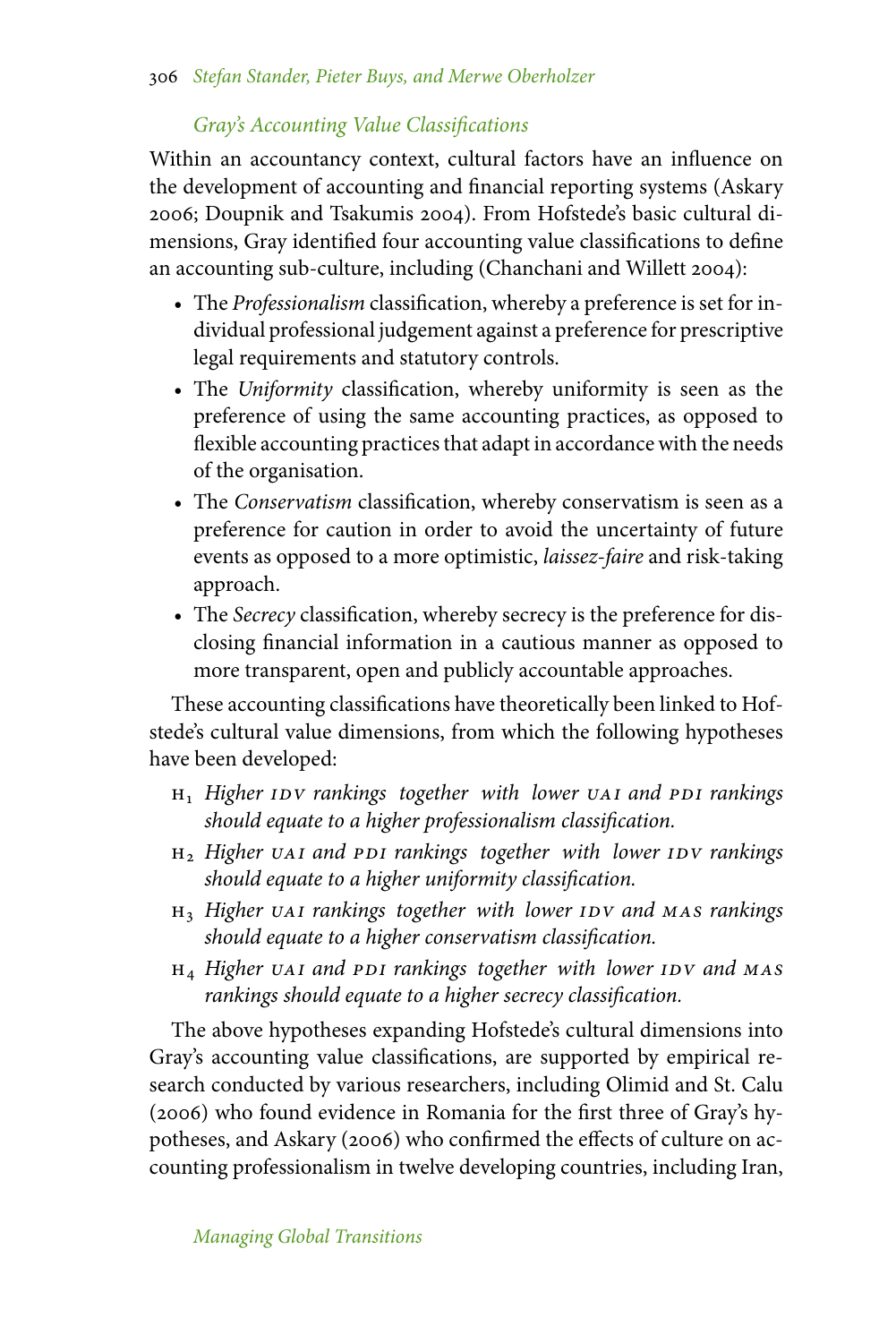### *Gray's Accounting Value Classifications*

Within an accountancy context, cultural factors have an influence on the development of accounting and financial reporting systems (Askary 2006; Doupnik and Tsakumis 2004). From Hofstede's basic cultural dimensions, Gray identified four accounting value classifications to define an accounting sub-culture, including (Chanchani and Willett 2004):

- The *Professionalism* classification, whereby a preference is set for individual professional judgement against a preference for prescriptive legal requirements and statutory controls.
- The *Uniformity* classification, whereby uniformity is seen as the preference of using the same accounting practices, as opposed to flexible accounting practices that adapt in accordance with the needs of the organisation.
- The *Conservatism* classification, whereby conservatism is seen as a preference for caution in order to avoid the uncertainty of future events as opposed to a more optimistic, *laissez-faire* and risk-taking approach.
- The *Secrecy* classification, whereby secrecy is the preference for disclosing financial information in a cautious manner as opposed to more transparent, open and publicly accountable approaches.

These accounting classifications have theoretically been linked to Hofstede's cultural value dimensions, from which the following hypotheses have been developed:

$H_1$ *Higher IDV rankings together with lower UAI and PDI rankings should equate to a higher professionalism classification.*

$H_2$ *Higher UAI and PDI rankings together with lower IDV rankings should equate to a higher uniformity classification.*

$H_3$ *Higher UAI rankings together with lower IDV and MAS rankings should equate to a higher conservatism classification.*

$H_4$ *Higher UAI and PDI rankings together with lower IDV and MAS rankings should equate to a higher secrecy classification.*

The above hypotheses expanding Hofstede's cultural dimensions into Gray's accounting value classifications, are supported by empirical research conducted by various researchers, including Olimid and St. Calu (2006) who found evidence in Romania for the first three of Gray's hypotheses, and Askary (2006) who confirmed the effects of culture on accounting professionalism in twelve developing countries, including Iran,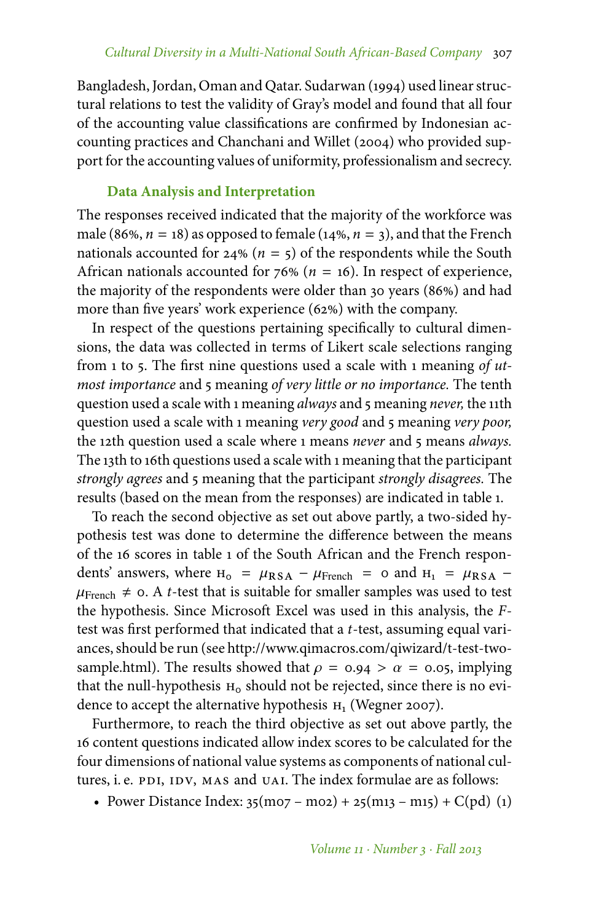Bangladesh, Jordan, Oman and Qatar. Sudarwan (1994) used linear structural relations to test the validity of Gray's model and found that all four of the accounting value classifications are confirmed by Indonesian accounting practices and Chanchani and Willet (2004) who provided support for the accounting values of uniformity, professionalism and secrecy.

## Data Analysis and Interpretation

The responses received indicated that the majority of the workforce was male (86%, $n = 18$) as opposed to female (14%, $n = 3$), and that the French nationals accounted for 24% ($n = 5$) of the respondents while the South African nationals accounted for 76% ($n = 16$). In respect of experience, the majority of the respondents were older than 30 years (86%) and had more than five years' work experience (62%) with the company.

In respect of the questions pertaining specifically to cultural dimensions, the data was collected in terms of Likert scale selections ranging from 1 to 5. The first nine questions used a scale with 1 meaning *of utmost importance* and 5 meaning *of very little or no importance.* The tenth question used a scale with 1 meaning *always* and 5 meaning *never,* the 11th question used a scale with 1 meaning *very good* and 5 meaning *very poor,* the 12th question used a scale where 1 means *never* and 5 means *always.* The 13th to 16th questions used a scale with 1 meaning that the participant *strongly agrees* and 5 meaning that the participant *strongly disagrees.* The results (based on the mean from the responses) are indicated in table 1.

To reach the second objective as set out above partly, a two-sided hypothesis test was done to determine the difference between the means of the 16 scores in table 1 of the South African and the French respondents' answers, where $H_0 = \mu_{RSA} - \mu_{French} = 0$ and $H_1 = \mu_{RSA} - \mu_{French} \neq 0$. A $t$-test that is suitable for smaller samples was used to test the hypothesis. Since Microsoft Excel was used in this analysis, the $F$-test was first performed that indicated that a $t$-test, assuming equal variances, should be run (see http://www.qimacros.com/qiwizard/t-test-two-sample.html). The results showed that $\rho = 0.94 > \alpha = 0.05$, implying that the null-hypothesis $H_0$ should not be rejected, since there is no evidence to accept the alternative hypothesis $H_1$ (Wegner 2007).

Furthermore, to reach the third objective as set out above partly, the 16 content questions indicated allow index scores to be calculated for the four dimensions of national value systems as components of national cultures, i. e. PDI, IDV, MAS and UAI. The index formulae are as follows:

- Power Distance Index: $35(m07 - m02) + 25(m13 - m15) + C(pd)$ (1)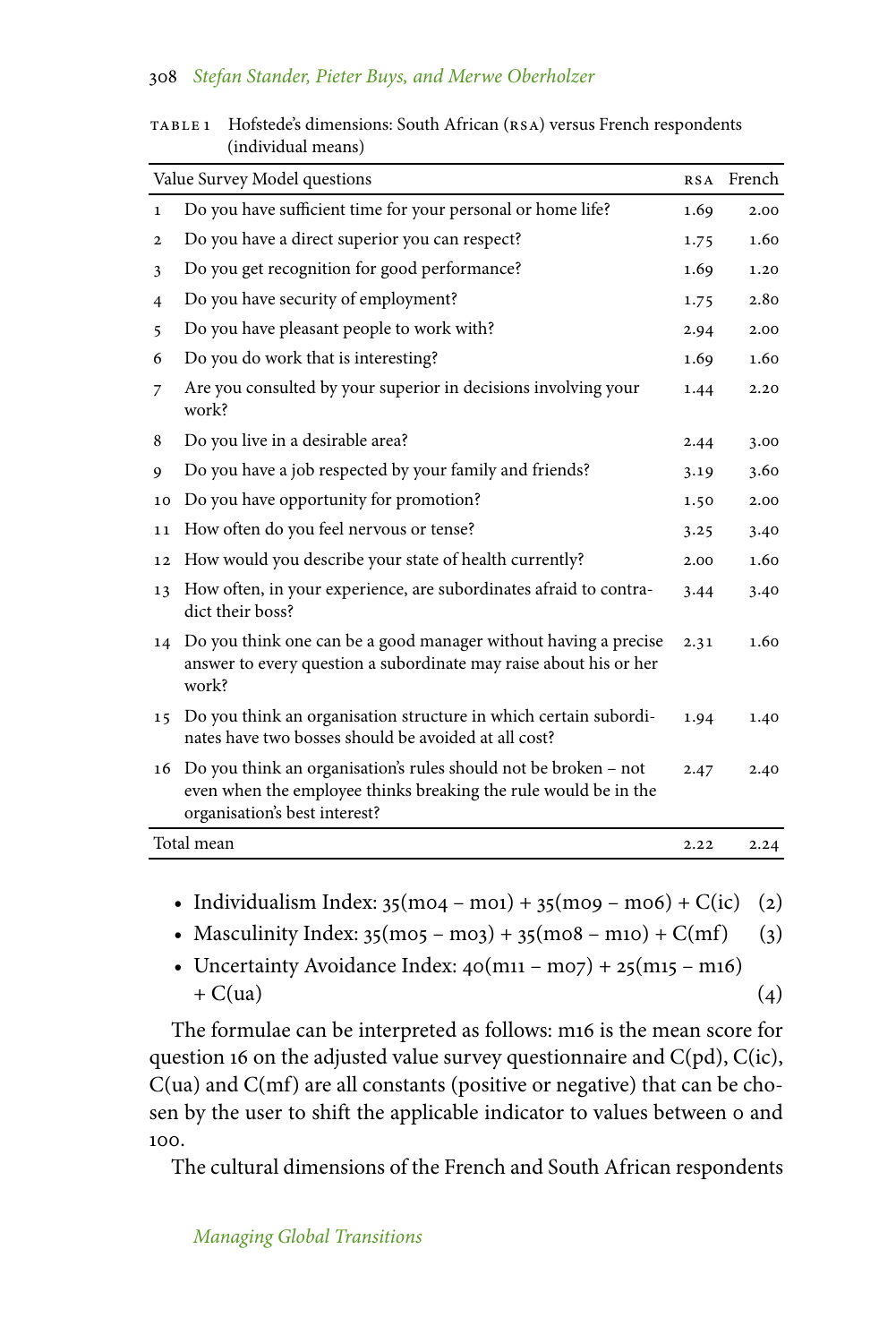TABLE 1 Hofstede's dimensions: South African (RSA) versus French respondents (individual means)

| | Value Survey Model questions | RSA | French |
|---|---|---|---|
| 1 | Do you have sufficient time for your personal or home life? | 1.69 | 2.00 |
| 2 | Do you have a direct superior you can respect? | 1.75 | 1.60 |
| 3 | Do you get recognition for good performance? | 1.69 | 1.20 |
| 4 | Do you have security of employment? | 1.75 | 2.80 |
| 5 | Do you have pleasant people to work with? | 2.94 | 2.00 |
| 6 | Do you do work that is interesting? | 1.69 | 1.60 |
| 7 | Are you consulted by your superior in decisions involving your work? | 1.44 | 2.20 |
| 8 | Do you live in a desirable area? | 2.44 | 3.00 |
| 9 | Do you have a job respected by your family and friends? | 3.19 | 3.60 |
| 10 | Do you have opportunity for promotion? | 1.50 | 2.00 |
| 11 | How often do you feel nervous or tense? | 3.25 | 3.40 |
| 12 | How would you describe your state of health currently? | 2.00 | 1.60 |
| 13 | How often, in your experience, are subordinates afraid to contradict their boss? | 3.44 | 3.40 |
| 14 | Do you think one can be a good manager without having a precise answer to every question a subordinate may raise about his or her work? | 2.31 | 1.60 |
| 15 | Do you think an organisation structure in which certain subordinates have two bosses should be avoided at all cost? | 1.94 | 1.40 |
| 16 | Do you think an organisation's rules should not be broken – not even when the employee thinks breaking the rule would be in the organisation's best interest? | 2.47 | 2.40 |
| | Total mean | 2.22 | 2.24 |

- Individualism Index: $35(m04 - m01) + 35(m09 - m06) + C(ic)$ (2)
- Masculinity Index: $35(m05 - m03) + 35(m08 - m10) + C(mf)$ (3)
- Uncertainty Avoidance Index: $40(m11 - m07) + 25(m15 - m16) + C(ua)$ (4)

The formulae can be interpreted as follows: m16 is the mean score for question 16 on the adjusted value survey questionnaire and C(pd), C(ic), C(ua) and C(mf) are all constants (positive or negative) that can be chosen by the user to shift the applicable indicator to values between 0 and 100.

The cultural dimensions of the French and South African respondents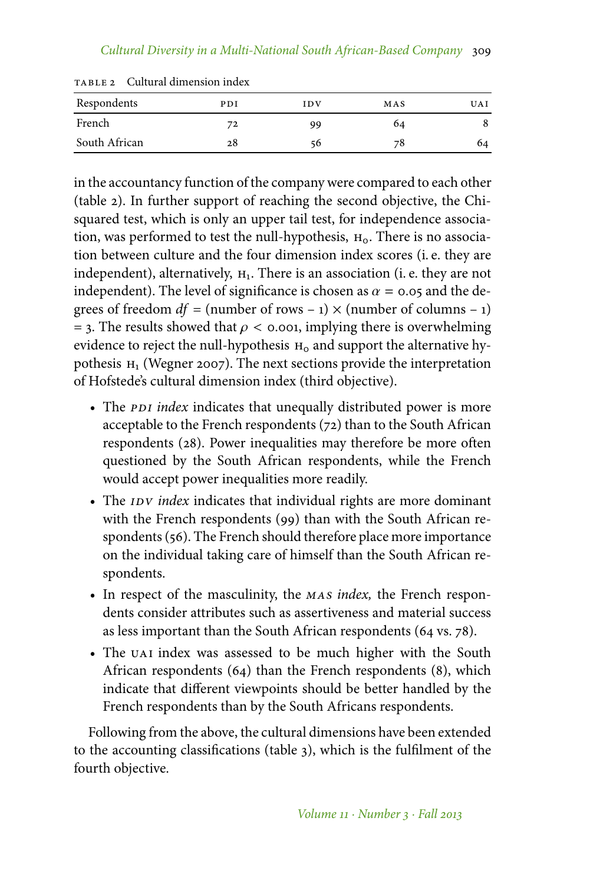TABLE 2 Cultural dimension index

| Respondents | PDI | IDV | MAS | UAI |
|---|---|---|---|---|
| French | 72 | 99 | 64 | 8 |
| South African | 28 | 56 | 78 | 64 |

in the accountancy function of the company were compared to each other (table 2). In further support of reaching the second objective, the Chi-squared test, which is only an upper tail test, for independence association, was performed to test the null-hypothesis, $H_0$. There is no association between culture and the four dimension index scores (i. e. they are independent), alternatively, $H_1$. There is an association (i. e. they are not independent). The level of significance is chosen as $\alpha = 0.05$ and the degrees of freedom $df$ = (number of rows – 1) × (number of columns – 1) = 3. The results showed that $\rho < 0.001$, implying there is overwhelming evidence to reject the null-hypothesis $H_0$ and support the alternative hypothesis $H_1$ (Wegner 2007). The next sections provide the interpretation of Hofstede's cultural dimension index (third objective).

- The *PDI index* indicates that unequally distributed power is more acceptable to the French respondents (72) than to the South African respondents (28). Power inequalities may therefore be more often questioned by the South African respondents, while the French would accept power inequalities more readily.
- The *IDV index* indicates that individual rights are more dominant with the French respondents (99) than with the South African respondents (56). The French should therefore place more importance on the individual taking care of himself than the South African respondents.
- In respect of the masculinity, the *MAS index,* the French respondents consider attributes such as assertiveness and material success as less important than the South African respondents (64 vs. 78).
- The UAI index was assessed to be much higher with the South African respondents (64) than the French respondents (8), which indicate that different viewpoints should be better handled by the French respondents than by the South Africans respondents.

Following from the above, the cultural dimensions have been extended to the accounting classifications (table 3), which is the fulfilment of the fourth objective.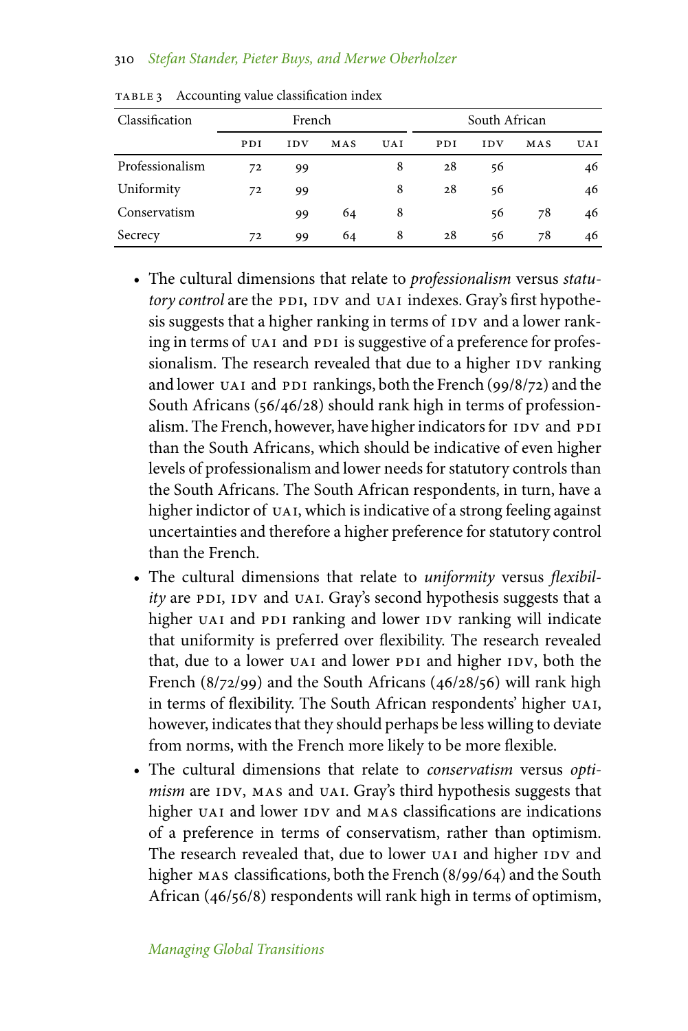Table 3 Accounting value classification index

| Classification | French | | | | South African | | | |
|---|---|---|---|---|---|---|---|---|
| | PDI | IDV | MAS | UAI | PDI | IDV | MAS | UAI |
| Professionalism | 72 | 99 | | 8 | 28 | 56 | | 46 |
| Uniformity | 72 | 99 | | 8 | 28 | 56 | | 46 |
| Conservatism | | 99 | 64 | 8 | | 56 | 78 | 46 |
| Secrecy | 72 | 99 | 64 | 8 | 28 | 56 | 78 | 46 |

- The cultural dimensions that relate to *professionalism* versus *statutory control* are the PDI, IDV and UAI indexes. Gray's first hypothesis suggests that a higher ranking in terms of IDV and a lower ranking in terms of UAI and PDI is suggestive of a preference for professionalism. The research revealed that due to a higher IDV ranking and lower UAI and PDI rankings, both the French (99/8/72) and the South Africans (56/46/28) should rank high in terms of professionalism. The French, however, have higher indicators for IDV and PDI than the South Africans, which should be indicative of even higher levels of professionalism and lower needs for statutory controls than the South Africans. The South African respondents, in turn, have a higher indictor of UAI, which is indicative of a strong feeling against uncertainties and therefore a higher preference for statutory control than the French.
- The cultural dimensions that relate to *uniformity* versus *flexibility* are PDI, IDV and UAI. Gray's second hypothesis suggests that a higher UAI and PDI ranking and lower IDV ranking will indicate that uniformity is preferred over flexibility. The research revealed that, due to a lower UAI and lower PDI and higher IDV, both the French (8/72/99) and the South Africans (46/28/56) will rank high in terms of flexibility. The South African respondents' higher UAI, however, indicates that they should perhaps be less willing to deviate from norms, with the French more likely to be more flexible.
- The cultural dimensions that relate to *conservatism* versus *optimism* are IDV, MAS and UAI. Gray's third hypothesis suggests that higher UAI and lower IDV and MAS classifications are indications of a preference in terms of conservatism, rather than optimism. The research revealed that, due to lower UAI and higher IDV and higher MAS classifications, both the French (8/99/64) and the South African (46/56/8) respondents will rank high in terms of optimism,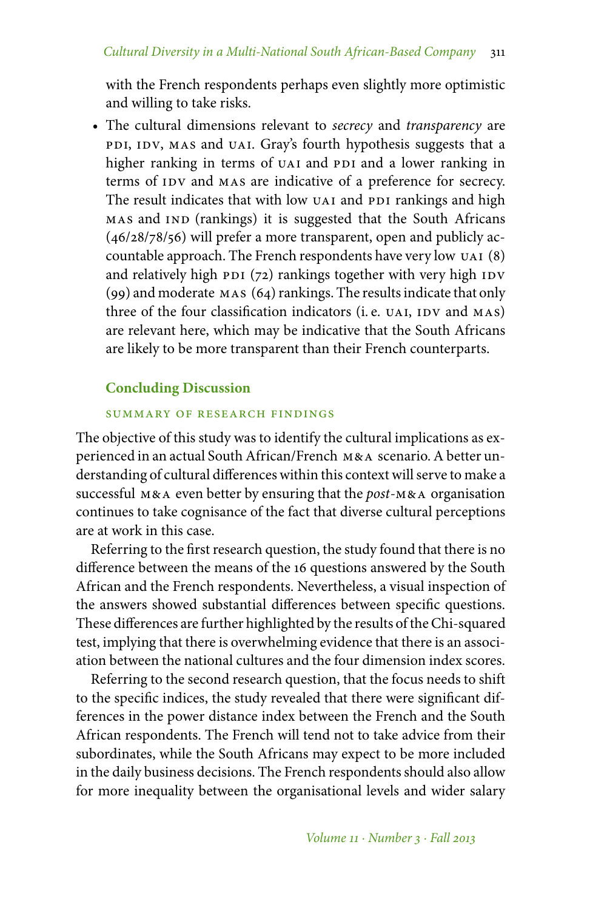with the French respondents perhaps even slightly more optimistic and willing to take risks.

- The cultural dimensions relevant to *secrecy* and *transparency* are PDI, IDV, MAS and UAI. Gray's fourth hypothesis suggests that a higher ranking in terms of UAI and PDI and a lower ranking in terms of IDV and MAS are indicative of a preference for secrecy. The result indicates that with low UAI and PDI rankings and high MAS and IND (rankings) it is suggested that the South Africans (46/28/78/56) will prefer a more transparent, open and publicly accountable approach. The French respondents have very low UAI (8) and relatively high PDI (72) rankings together with very high IDV (99) and moderate MAS (64) rankings. The results indicate that only three of the four classification indicators (i. e. UAI, IDV and MAS) are relevant here, which may be indicative that the South Africans are likely to be more transparent than their French counterparts.

## Concluding Discussion

### SUMMARY OF RESEARCH FINDINGS

The objective of this study was to identify the cultural implications as experienced in an actual South African/French M&A scenario. A better understanding of cultural differences within this context will serve to make a successful M&A even better by ensuring that the *post*-M&A organisation continues to take cognisance of the fact that diverse cultural perceptions are at work in this case.

Referring to the first research question, the study found that there is no difference between the means of the 16 questions answered by the South African and the French respondents. Nevertheless, a visual inspection of the answers showed substantial differences between specific questions. These differences are further highlighted by the results of the Chi-squared test, implying that there is overwhelming evidence that there is an association between the national cultures and the four dimension index scores.

Referring to the second research question, that the focus needs to shift to the specific indices, the study revealed that there were significant differences in the power distance index between the French and the South African respondents. The French will tend not to take advice from their subordinates, while the South Africans may expect to be more included in the daily business decisions. The French respondents should also allow for more inequality between the organisational levels and wider salary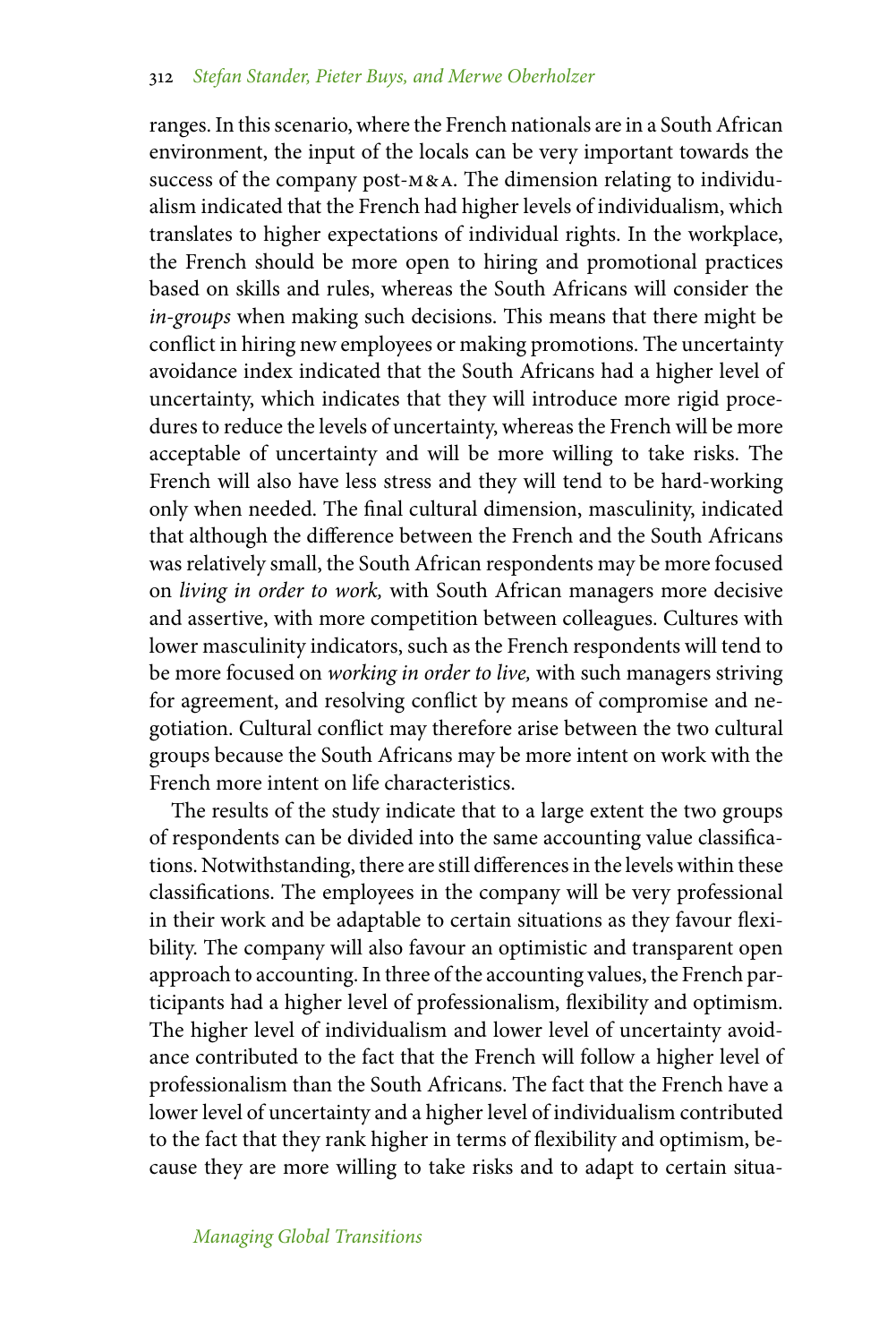ranges. In this scenario, where the French nationals are in a South African environment, the input of the locals can be very important towards the success of the company post-M&A. The dimension relating to individualism indicated that the French had higher levels of individualism, which translates to higher expectations of individual rights. In the workplace, the French should be more open to hiring and promotional practices based on skills and rules, whereas the South Africans will consider the *in-groups* when making such decisions. This means that there might be conflict in hiring new employees or making promotions. The uncertainty avoidance index indicated that the South Africans had a higher level of uncertainty, which indicates that they will introduce more rigid procedures to reduce the levels of uncertainty, whereas the French will be more acceptable of uncertainty and will be more willing to take risks. The French will also have less stress and they will tend to be hard-working only when needed. The final cultural dimension, masculinity, indicated that although the difference between the French and the South Africans was relatively small, the South African respondents may be more focused on *living in order to work,* with South African managers more decisive and assertive, with more competition between colleagues. Cultures with lower masculinity indicators, such as the French respondents will tend to be more focused on *working in order to live,* with such managers striving for agreement, and resolving conflict by means of compromise and negotiation. Cultural conflict may therefore arise between the two cultural groups because the South Africans may be more intent on work with the French more intent on life characteristics.

The results of the study indicate that to a large extent the two groups of respondents can be divided into the same accounting value classifications. Notwithstanding, there are still differences in the levels within these classifications. The employees in the company will be very professional in their work and be adaptable to certain situations as they favour flexibility. The company will also favour an optimistic and transparent open approach to accounting. In three of the accounting values, the French participants had a higher level of professionalism, flexibility and optimism. The higher level of individualism and lower level of uncertainty avoidance contributed to the fact that the French will follow a higher level of professionalism than the South Africans. The fact that the French have a lower level of uncertainty and a higher level of individualism contributed to the fact that they rank higher in terms of flexibility and optimism, because they are more willing to take risks and to adapt to certain situa-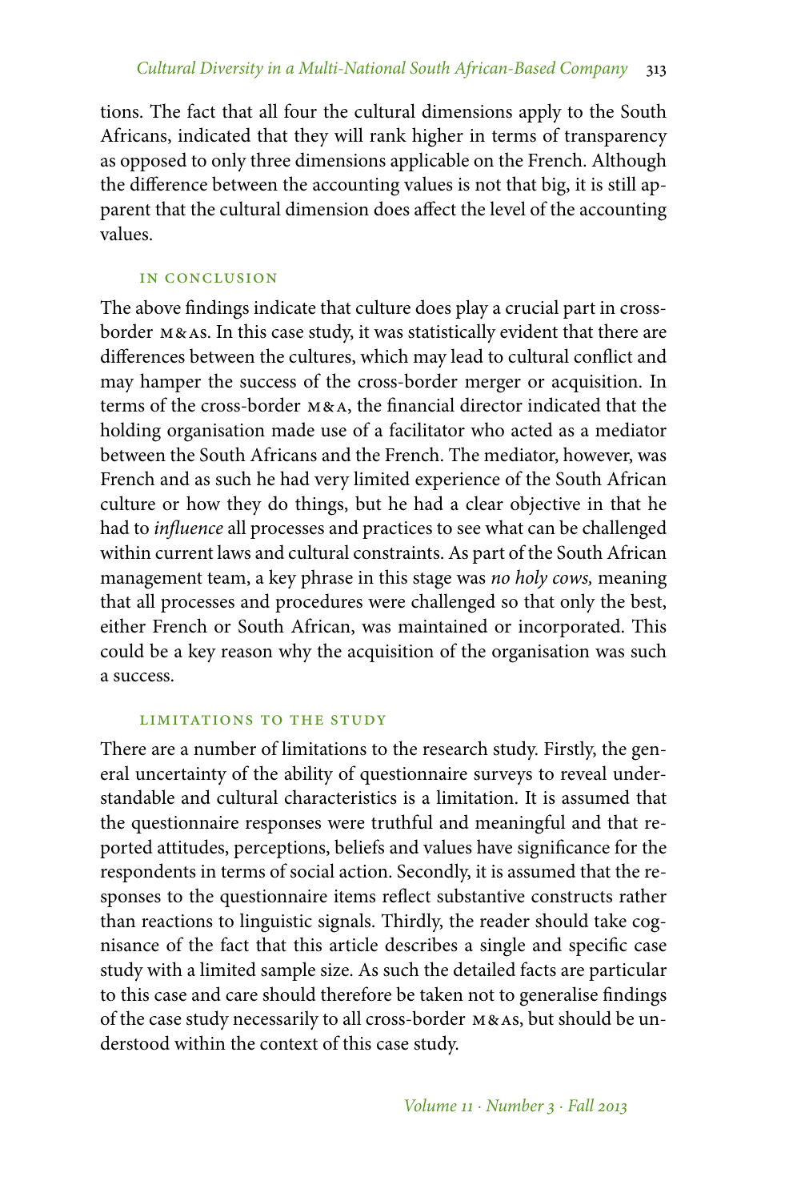tions. The fact that all four the cultural dimensions apply to the South Africans, indicated that they will rank higher in terms of transparency as opposed to only three dimensions applicable on the French. Although the difference between the accounting values is not that big, it is still apparent that the cultural dimension does affect the level of the accounting values.

## In Conclusion

The above findings indicate that culture does play a crucial part in cross-border M&As. In this case study, it was statistically evident that there are differences between the cultures, which may lead to cultural conflict and may hamper the success of the cross-border merger or acquisition. In terms of the cross-border M&A, the financial director indicated that the holding organisation made use of a facilitator who acted as a mediator between the South Africans and the French. The mediator, however, was French and as such he had very limited experience of the South African culture or how they do things, but he had a clear objective in that he had to *influence* all processes and practices to see what can be challenged within current laws and cultural constraints. As part of the South African management team, a key phrase in this stage was *no holy cows,* meaning that all processes and procedures were challenged so that only the best, either French or South African, was maintained or incorporated. This could be a key reason why the acquisition of the organisation was such a success.

## Limitations to the Study

There are a number of limitations to the research study. Firstly, the general uncertainty of the ability of questionnaire surveys to reveal understandable and cultural characteristics is a limitation. It is assumed that the questionnaire responses were truthful and meaningful and that reported attitudes, perceptions, beliefs and values have significance for the respondents in terms of social action. Secondly, it is assumed that the responses to the questionnaire items reflect substantive constructs rather than reactions to linguistic signals. Thirdly, the reader should take cognisance of the fact that this article describes a single and specific case study with a limited sample size. As such the detailed facts are particular to this case and care should therefore be taken not to generalise findings of the case study necessarily to all cross-border M&As, but should be understood within the context of this case study.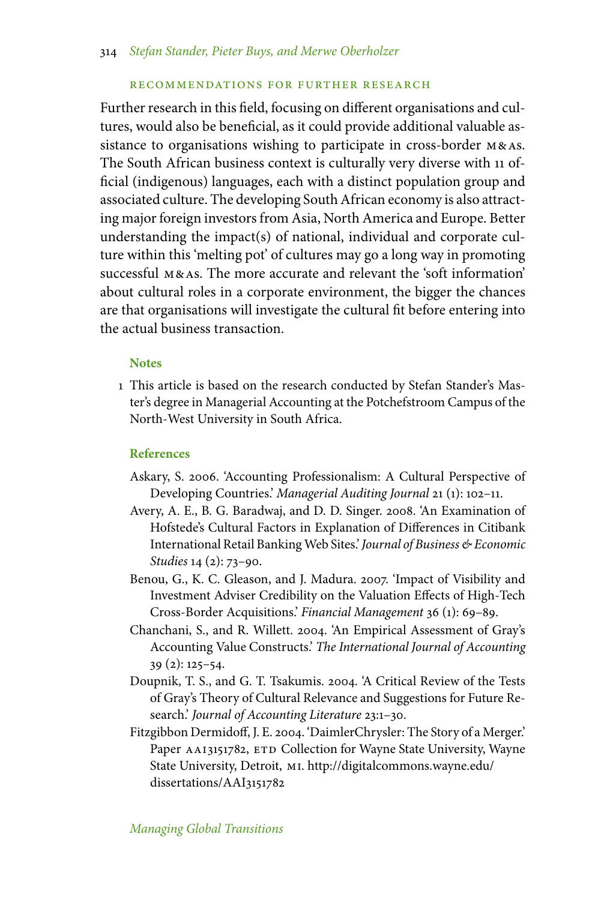## Recommendations for Further Research

Further research in this field, focusing on different organisations and cultures, would also be beneficial, as it could provide additional valuable assistance to organisations wishing to participate in cross-border M&As. The South African business context is culturally very diverse with 11 official (indigenous) languages, each with a distinct population group and associated culture. The developing South African economy is also attracting major foreign investors from Asia, North America and Europe. Better understanding the impact(s) of national, individual and corporate culture within this 'melting pot' of cultures may go a long way in promoting successful M&As. The more accurate and relevant the 'soft information' about cultural roles in a corporate environment, the bigger the chances are that organisations will investigate the cultural fit before entering into the actual business transaction.

### Notes

1 This article is based on the research conducted by Stefan Stander's Master's degree in Managerial Accounting at the Potchefstroom Campus of the North-West University in South Africa.

### References

Askary, S. 2006. 'Accounting Professionalism: A Cultural Perspective of Developing Countries.' *Managerial Auditing Journal* 21 (1): 102–11.

Avery, A. E., B. G. Baradwaj, and D. D. Singer. 2008. 'An Examination of Hofstede's Cultural Factors in Explanation of Differences in Citibank International Retail Banking Web Sites.' *Journal of Business & Economic Studies* 14 (2): 73–90.

Benou, G., K. C. Gleason, and J. Madura. 2007. 'Impact of Visibility and Investment Adviser Credibility on the Valuation Effects of High-Tech Cross-Border Acquisitions.' *Financial Management* 36 (1): 69–89.

Chanchani, S., and R. Willett. 2004. 'An Empirical Assessment of Gray's Accounting Value Constructs.' *The International Journal of Accounting* 39 (2): 125–54.

Doupnik, T. S., and G. T. Tsakumis. 2004. 'A Critical Review of the Tests of Gray's Theory of Cultural Relevance and Suggestions for Future Research.' *Journal of Accounting Literature* 23:1–30.

Fitzgibbon Dermidoff, J. E. 2004. 'DaimlerChrysler: The Story of a Merger.' Paper AAI3151782, ETD Collection for Wayne State University, Wayne State University, Detroit, MI. http://digitalcommons.wayne.edu/dissertations/AAI3151782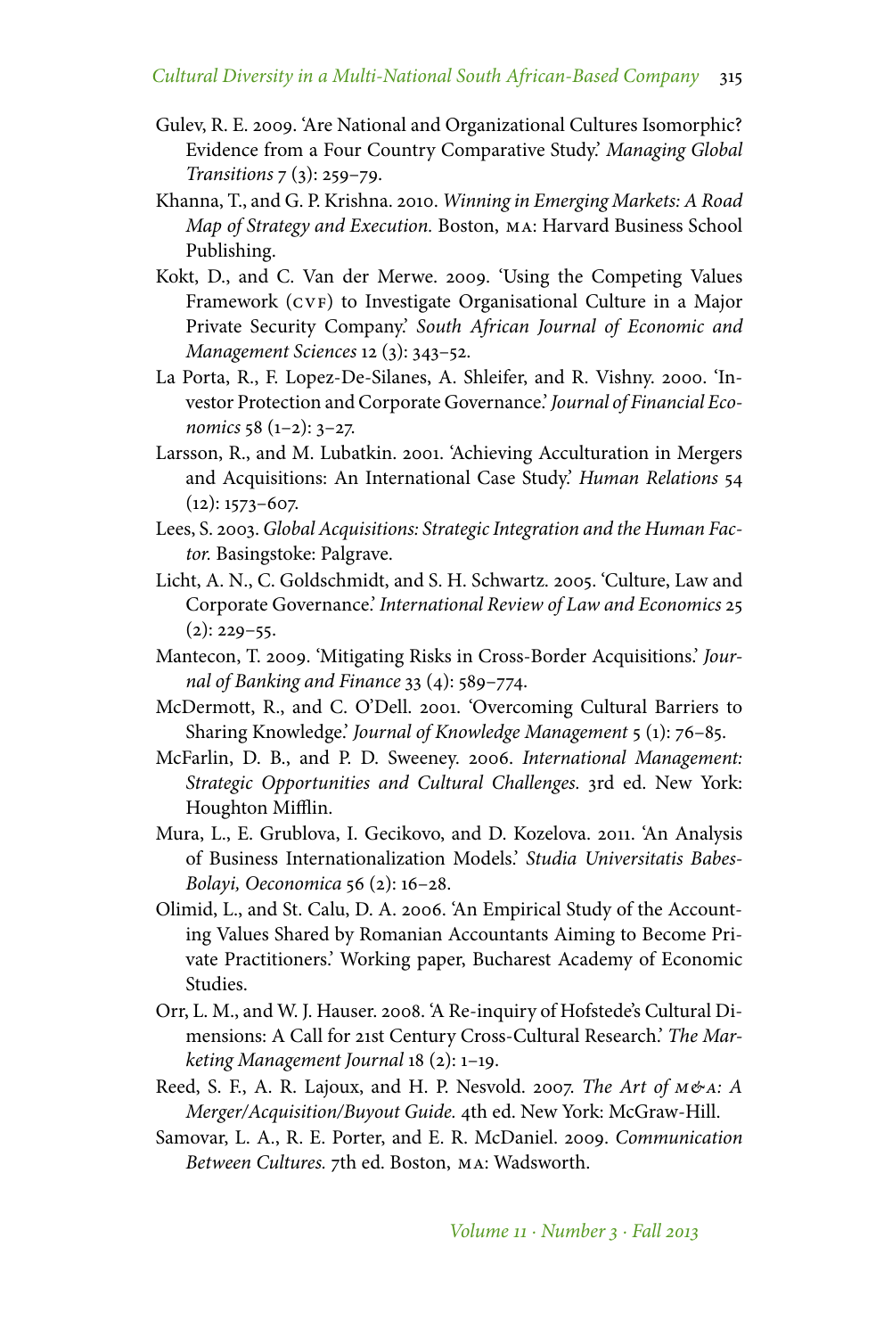Gulev, R. E. 2009. 'Are National and Organizational Cultures Isomorphic? Evidence from a Four Country Comparative Study.' *Managing Global Transitions* 7 (3): 259–79.

Khanna, T., and G. P. Krishna. 2010. *Winning in Emerging Markets: A Road Map of Strategy and Execution.* Boston, MA: Harvard Business School Publishing.

Kokt, D., and C. Van der Merwe. 2009. 'Using the Competing Values Framework (CVF) to Investigate Organisational Culture in a Major Private Security Company.' *South African Journal of Economic and Management Sciences* 12 (3): 343–52.

La Porta, R., F. Lopez-De-Silanes, A. Shleifer, and R. Vishny. 2000. 'Investor Protection and Corporate Governance.' *Journal of Financial Economics* 58 (1–2): 3–27.

Larsson, R., and M. Lubatkin. 2001. 'Achieving Acculturation in Mergers and Acquisitions: An International Case Study.' *Human Relations* 54 (12): 1573–607.

Lees, S. 2003. *Global Acquisitions: Strategic Integration and the Human Factor.* Basingstoke: Palgrave.

Licht, A. N., C. Goldschmidt, and S. H. Schwartz. 2005. 'Culture, Law and Corporate Governance.' *International Review of Law and Economics* 25 (2): 229–55.

Mantecon, T. 2009. 'Mitigating Risks in Cross-Border Acquisitions.' *Journal of Banking and Finance* 33 (4): 589–774.

McDermott, R., and C. O'Dell. 2001. 'Overcoming Cultural Barriers to Sharing Knowledge.' *Journal of Knowledge Management* 5 (1): 76–85.

McFarlin, D. B., and P. D. Sweeney. 2006. *International Management: Strategic Opportunities and Cultural Challenges.* 3rd ed. New York: Houghton Mifflin.

Mura, L., E. Grublova, I. Gecikovo, and D. Kozelova. 2011. 'An Analysis of Business Internationalization Models.' *Studia Universitatis Babes-Bolayi, Oeconomica* 56 (2): 16–28.

Olimid, L., and St. Calu, D. A. 2006. 'An Empirical Study of the Accounting Values Shared by Romanian Accountants Aiming to Become Private Practitioners.' Working paper, Bucharest Academy of Economic Studies.

Orr, L. M., and W. J. Hauser. 2008. 'A Re-inquiry of Hofstede's Cultural Dimensions: A Call for 21st Century Cross-Cultural Research.' *The Marketing Management Journal* 18 (2): 1–19.

Reed, S. F., A. R. Lajoux, and H. P. Nesvold. 2007. *The Art of M&A: A Merger/Acquisition/Buyout Guide.* 4th ed. New York: McGraw-Hill.

Samovar, L. A., R. E. Porter, and E. R. McDaniel. 2009. *Communication Between Cultures.* 7th ed. Boston, MA: Wadsworth.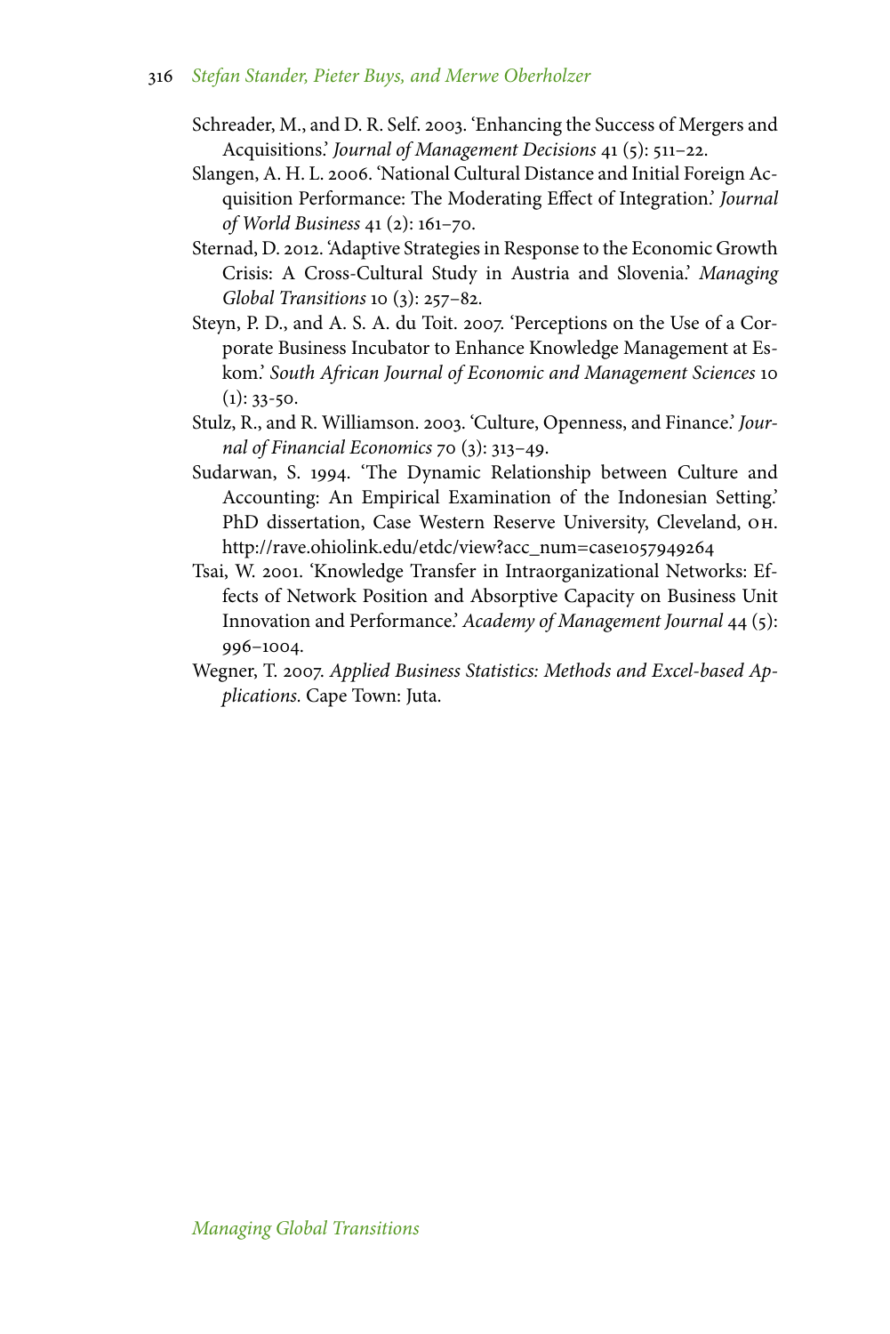Schreader, M., and D. R. Self. 2003. 'Enhancing the Success of Mergers and Acquisitions.' *Journal of Management Decisions* 41 (5): 511–22.

Slangen, A. H. L. 2006. 'National Cultural Distance and Initial Foreign Acquisition Performance: The Moderating Effect of Integration.' *Journal of World Business* 41 (2): 161–70.

Sternad, D. 2012. 'Adaptive Strategies in Response to the Economic Growth Crisis: A Cross-Cultural Study in Austria and Slovenia.' *Managing Global Transitions* 10 (3): 257–82.

Steyn, P. D., and A. S. A. du Toit. 2007. 'Perceptions on the Use of a Corporate Business Incubator to Enhance Knowledge Management at Eskom.' *South African Journal of Economic and Management Sciences* 10 (1): 33-50.

Stulz, R., and R. Williamson. 2003. 'Culture, Openness, and Finance.' *Journal of Financial Economics* 70 (3): 313–49.

Sudarwan, S. 1994. 'The Dynamic Relationship between Culture and Accounting: An Empirical Examination of the Indonesian Setting.' PhD dissertation, Case Western Reserve University, Cleveland, OH. http://rave.ohiolink.edu/etdc/view?acc_num=case1057949264

Tsai, W. 2001. 'Knowledge Transfer in Intraorganizational Networks: Effects of Network Position and Absorptive Capacity on Business Unit Innovation and Performance.' *Academy of Management Journal* 44 (5): 996–1004.

Wegner, T. 2007. *Applied Business Statistics: Methods and Excel-based Applications.* Cape Town: Juta.